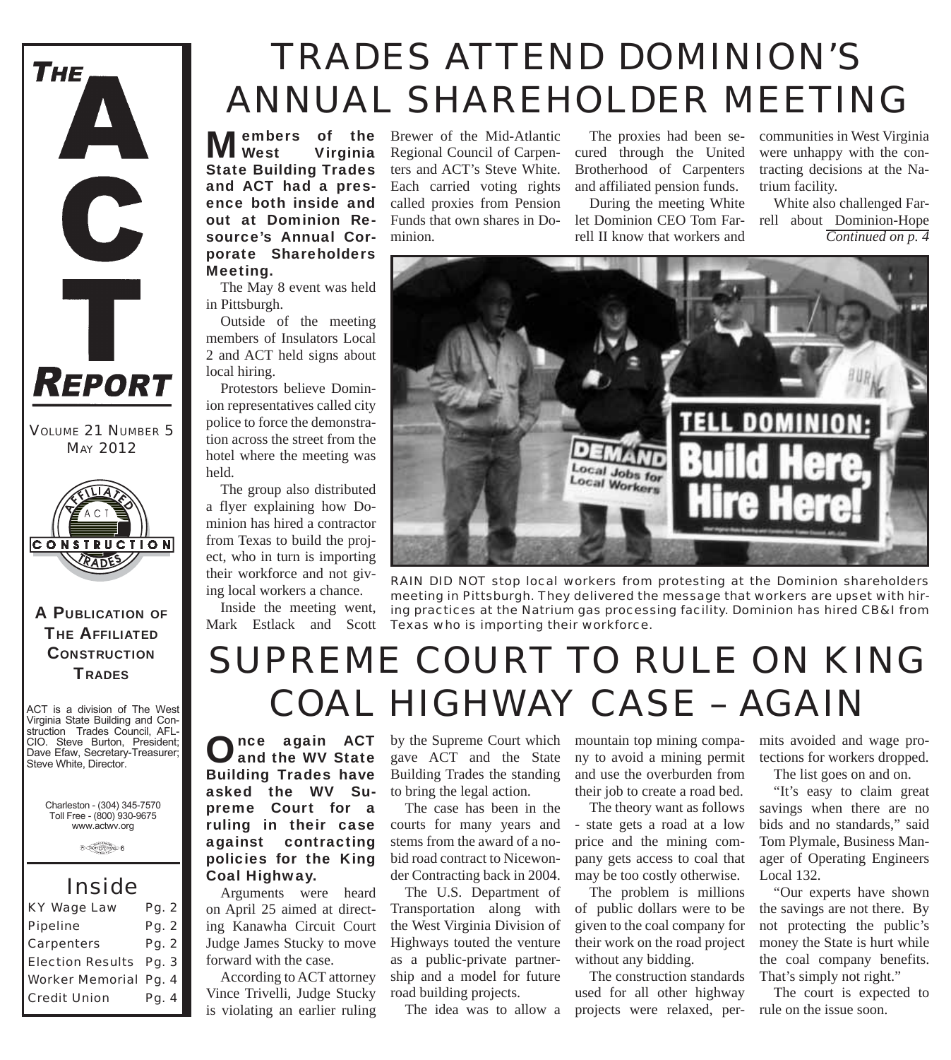# THE ACT REPORT

VOLUME 21 NUMBER 5
MAY 2012

**A PUBLICATION OF THE AFFILIATED CONSTRUCTION TRADES**

ACT is a division of The West Virginia State Building and Construction Trades Council, AFL-CIO. Steve Burton, President; Dave Efaw, Secretary-Treasurer; Steve White, Director.

Charleston - (304) 345-7570
Toll Free - (800) 930-9675
www.actwv.org

## Inside

| | |
|---|---|
| KY Wage Law | Pg. 2 |
| Pipeline | Pg. 2 |
| Carpenters | Pg. 2 |
| Election Results | Pg. 3 |
| Worker Memorial | Pg. 4 |
| Credit Union | Pg. 4 |

# TRADES ATTEND DOMINION'S ANNUAL SHAREHOLDER MEETING

**Members of the West Virginia State Building Trades and ACT had a presence both inside and out at Dominion Resource's Annual Corporate Shareholders Meeting.**

The May 8 event was held in Pittsburgh.

Outside of the meeting members of Insulators Local 2 and ACT held signs about local hiring.

Protestors believe Dominion representatives called city police to force the demonstration across the street from the hotel where the meeting was held.

The group also distributed a flyer explaining how Dominion has hired a contractor from Texas to build the project, who in turn is importing their workforce and not giving local workers a chance.

Inside the meeting went, Mark Estlack and Scott Brewer of the Mid-Atlantic Regional Council of Carpenters and ACT's Steve White. Each carried voting rights called proxies from Pension Funds that own shares in Dominion.

The proxies had been secured through the United Brotherhood of Carpenters and affiliated pension funds.

During the meeting White let Dominion CEO Tom Farrell II know that workers and communities in West Virginia were unhappy with the contracting decisions at the Natrium facility.

White also challenged Farrell about Dominion-Hope

*Continued on p. 4*

RAIN DID NOT stop local workers from protesting at the Dominion shareholders meeting in Pittsburgh. They delivered the message that workers are upset with hiring practices at the Natrium gas processing facility. Dominion has hired CB&I from Texas who is importing their workforce.

# SUPREME COURT TO RULE ON KING COAL HIGHWAY CASE – AGAIN

**Once again ACT and the WV State Building Trades have asked the WV Supreme Court for a ruling in their case against contracting policies for the King Coal Highway.**

Arguments were heard on April 25 aimed at directing Kanawha Circuit Court Judge James Stucky to move forward with the case.

According to ACT attorney Vince Trivelli, Judge Stucky is violating an earlier ruling by the Supreme Court which gave ACT and the State Building Trades the standing to bring the legal action.

The case has been in the courts for many years and stems from the award of a no-bid road contract to Nicewonder Contracting back in 2004.

The U.S. Department of Transportation along with the West Virginia Division of Highways touted the venture as a public-private partnership and a model for future road building projects.

The idea was to allow a mountain top mining company to avoid a mining permit and use the overburden from their job to create a road bed.

The theory want as follows - state gets a road at a low price and the mining company gets access to coal that may be too costly otherwise.

The problem is millions of public dollars were to be given to the coal company for their work on the road project without any bidding.

The construction standards used for all other highway projects were relaxed, permits avoided and wage protections for workers dropped.

The list goes on and on.

"It's easy to claim great savings when there are no bids and no standards," said Tom Plymale, Business Manager of Operating Engineers Local 132.

"Our experts have shown the savings are not there. By not protecting the public's money the State is hurt while the coal company benefits. That's simply not right."

The court is expected to rule on the issue soon.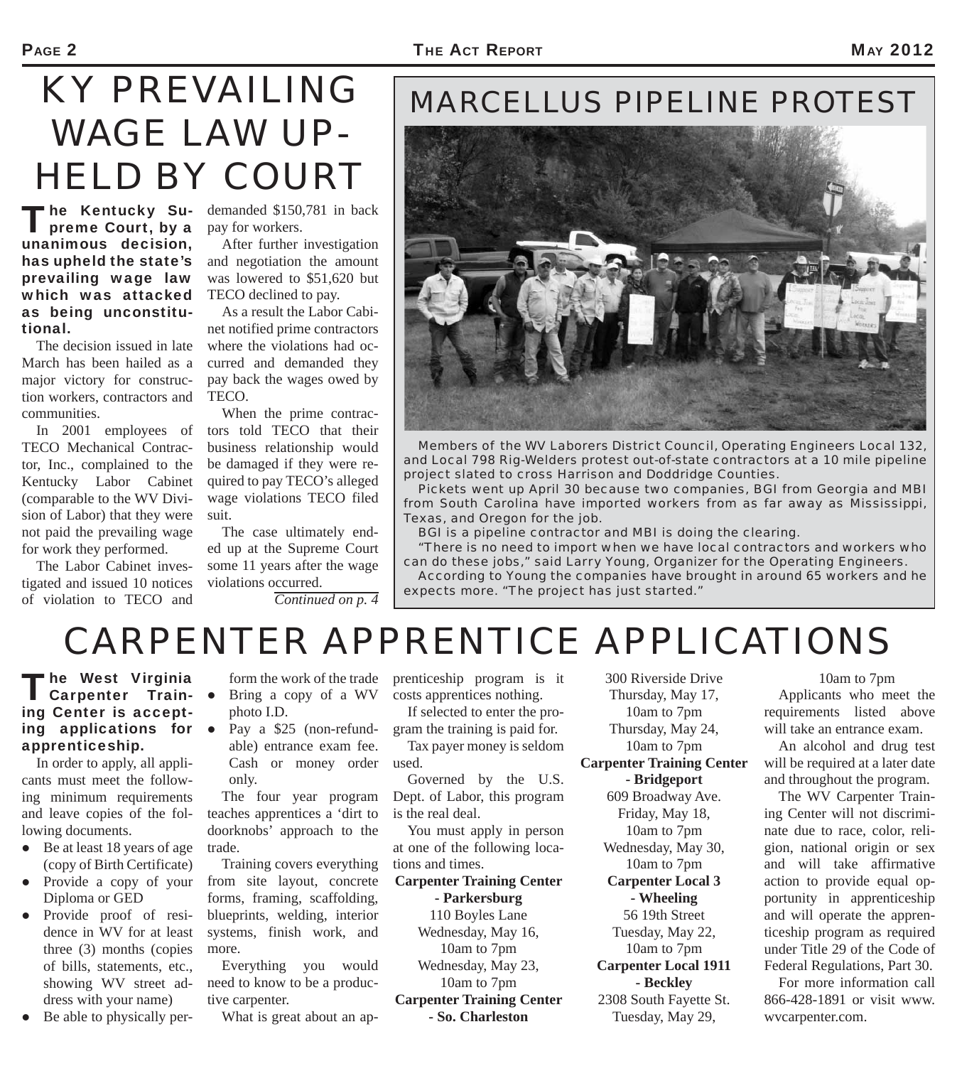# KY PREVAILING WAGE LAW UPHELD BY COURT

**The Kentucky Supreme Court, by a unanimous decision, has upheld the state's prevailing wage law which was attacked as being unconstitutional.**

The decision issued in late March has been hailed as a major victory for construction workers, contractors and communities.

In 2001 employees of TECO Mechanical Contractor, Inc., complained to the Kentucky Labor Cabinet (comparable to the WV Division of Labor) that they were not paid the prevailing wage for work they performed.

The Labor Cabinet investigated and issued 10 notices of violation to TECO and demanded $150,781 in back pay for workers.

After further investigation and negotiation the amount was lowered to $51,620 but TECO declined to pay.

As a result the Labor Cabinet notified prime contractors where the violations had occurred and demanded they pay back the wages owed by TECO.

When the prime contractors told TECO that their business relationship would be damaged if they were required to pay TECO's alleged wage violations TECO filed suit.

The case ultimately ended up at the Supreme Court some 11 years after the wage violations occurred.

*Continued on p. 4*

# MARCELLUS PIPELINE PROTEST

Members of the WV Laborers District Council, Operating Engineers Local 132, and Local 798 Rig-Welders protest out-of-state contractors at a 10 mile pipeline project slated to cross Harrison and Doddridge Counties.

Pickets went up April 30 because two companies, BGI from Georgia and MBI from South Carolina have imported workers from as far away as Mississippi, Texas, and Oregon for the job.

BGI is a pipeline contractor and MBI is doing the clearing.

"There is no need to import when we have local contractors and workers who can do these jobs," said Larry Young, Organizer for the Operating Engineers.

According to Young the companies have brought in around 65 workers and he expects more. "The project has just started."

# CARPENTER APPRENTICE APPLICATIONS

**The West Virginia Carpenter Training Center is accepting applications for apprenticeship.**

In order to apply, all applicants must meet the following minimum requirements and leave copies of the following documents.

- Be at least 18 years of age (copy of Birth Certificate)
- Provide a copy of your Diploma or GED
- Provide proof of residence in WV for at least three (3) months (copies of bills, statements, etc., showing WV street address with your name)
- Be able to physically perform the work of the trade
- Bring a copy of a WV photo I.D.
- Pay a $25 (non-refundable) entrance exam fee. Cash or money order only.

The four year program teaches apprentices a 'dirt to doorknobs' approach to the trade.

Training covers everything from site layout, concrete forms, framing, scaffolding, blueprints, welding, interior systems, finish work, and more.

Everything you would need to know to be a productive carpenter.

What is great about an apprenticeship program is it costs apprentices nothing.

If selected to enter the program the training is paid for.

Tax payer money is seldom used.

Governed by the U.S. Dept. of Labor, this program is the real deal.

You must apply in person at one of the following locations and times.

**Carpenter Training Center - Parkersburg**
110 Boyles Lane
Wednesday, May 16, 10am to 7pm
Wednesday, May 23, 10am to 7pm

**Carpenter Training Center - So. Charleston**
300 Riverside Drive
Thursday, May 17, 10am to 7pm
Thursday, May 24, 10am to 7pm

**Carpenter Training Center - Bridgeport**
609 Broadway Ave.
Friday, May 18, 10am to 7pm
Wednesday, May 30, 10am to 7pm

**Carpenter Local 3 - Wheeling**
56 19th Street
Tuesday, May 22, 10am to 7pm

**Carpenter Local 1911 - Beckley**
2308 South Fayette St.
Tuesday, May 29, 10am to 7pm

Applicants who meet the requirements listed above will take an entrance exam.

An alcohol and drug test will be required at a later date and throughout the program.

The WV Carpenter Training Center will not discriminate due to race, color, religion, national origin or sex and will take affirmative action to provide equal opportunity in apprenticeship and will operate the apprenticeship program as required under Title 29 of the Code of Federal Regulations, Part 30.

For more information call 866-428-1891 or visit www.wvcarpenter.com.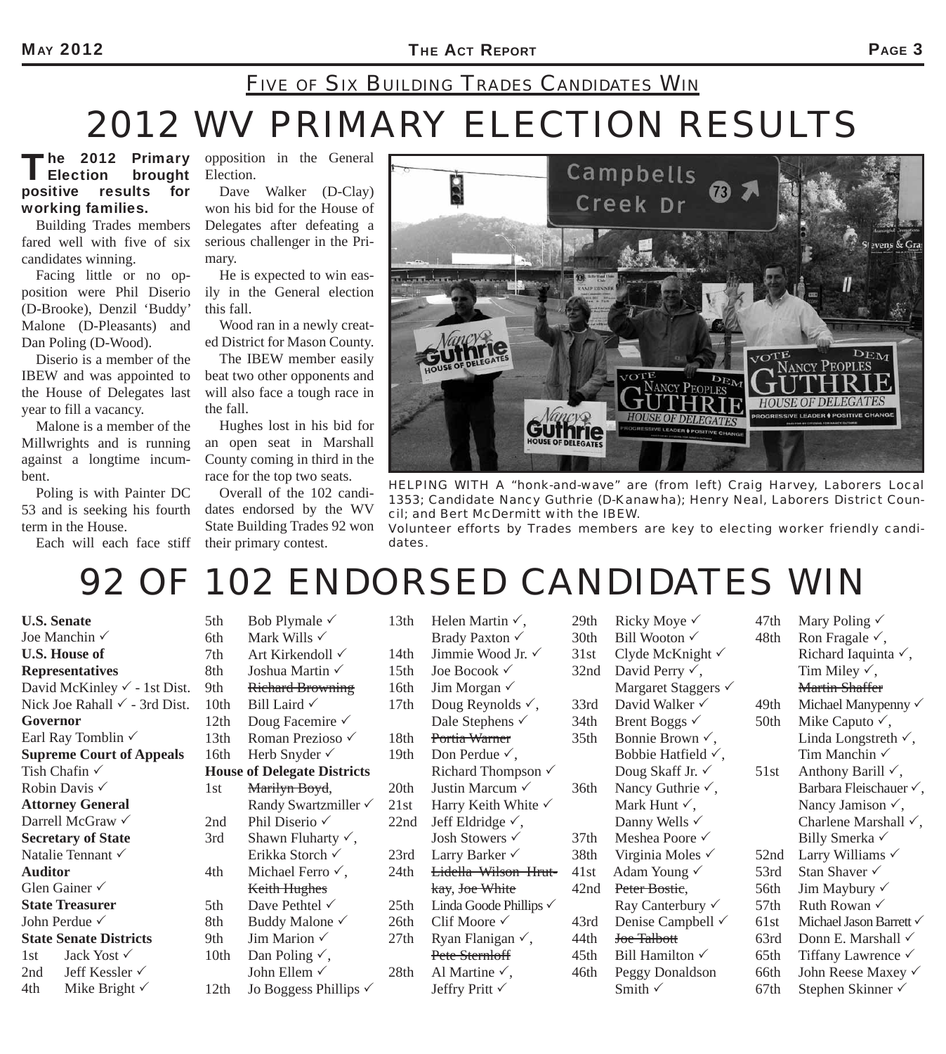## FIVE OF SIX BUILDING TRADES CANDIDATES WIN

# 2012 WV PRIMARY ELECTION RESULTS

**The 2012 Primary Election brought positive results for working families.**

Building Trades members fared well with five of six candidates winning.

Facing little or no opposition were Phil Diserio (D-Brooke), Denzil 'Buddy' Malone (D-Pleasants) and Dan Poling (D-Wood).

Diserio is a member of the IBEW and was appointed to the House of Delegates last year to fill a vacancy.

Malone is a member of the Millwrights and is running against a longtime incumbent.

Poling is with Painter DC 53 and is seeking his fourth term in the House.

Each will each face stiff opposition in the General Election.

Dave Walker (D-Clay) won his bid for the House of Delegates after defeating a serious challenger in the Primary.

He is expected to win easily in the General election this fall.

Wood ran in a newly created District for Mason County.

The IBEW member easily beat two other opponents and will also face a tough race in the fall.

Hughes lost in his bid for an open seat in Marshall County coming in third in the race for the top two seats.

Overall of the 102 candidates endorsed by the WV State Building Trades 92 won their primary contest.

HELPING WITH A "honk-and-wave" are (from left) Craig Harvey, Laborers Local 1353; Candidate Nancy Guthrie (D-Kanawha); Henry Neal, Laborers District Council; and Bert McDermitt with the IBEW.
Volunteer efforts by Trades members are key to electing worker friendly candidates.

# 92 OF 102 ENDORSED CANDIDATES WIN

**U.S. Senate**
Joe Manchin ✓

**U.S. House of Representatives**
David McKinley ✓ - 1st Dist.
Nick Joe Rahall ✓ - 3rd Dist.

**Governor**
Earl Ray Tomblin ✓

**Supreme Court of Appeals**
Tish Chafin ✓
Robin Davis ✓

**Attorney General**
Darrell McGraw ✓

**Secretary of State**
Natalie Tennant ✓

**Auditor**
Glen Gainer ✓

**State Treasurer**
John Perdue ✓

**State Senate Districts**
1st Jack Yost ✓
2nd Jeff Kessler ✓
4th Mike Bright ✓
5th Bob Plymale ✓
6th Mark Wills ✓
7th Art Kirkendoll ✓
8th Joshua Martin ✓
9th ~~Richard Browning~~
10th Bill Laird ✓
12th Doug Facemire ✓
13th Roman Prezioso ✓
16th Herb Snyder ✓

**House of Delegate Districts**
1st ~~Marilyn Boyd~~, Randy Swartzmiller ✓
2nd Phil Diserio ✓
3rd Shawn Fluharty ✓, Erikka Storch ✓
4th Michael Ferro ✓, ~~Keith Hughes~~
5th Dave Pethtel ✓
8th Buddy Malone ✓
9th Jim Marion ✓
10th Dan Poling ✓, John Ellem ✓
12th Jo Boggess Phillips ✓
13th Helen Martin ✓, Brady Paxton ✓
14th Jimmie Wood Jr. ✓
15th Joe Bocook ✓
16th Jim Morgan ✓
17th Doug Reynolds ✓, Dale Stephens ✓
18th ~~Portia Warner~~
19th Don Perdue ✓, Richard Thompson ✓
20th Justin Marcum ✓
21st Harry Keith White ✓
22nd Jeff Eldridge ✓, Josh Stowers ✓
23rd Larry Barker ✓
24th ~~Lidella Wilson Hrutkay~~, ~~Joe White~~
25th Linda Goode Phillips ✓
26th Clif Moore ✓
27th Ryan Flanigan ✓, ~~Pete Sternloff~~
28th Al Martine ✓, Jeffry Pritt ✓
29th Ricky Moye ✓
30th Bill Wooton ✓
31st Clyde McKnight ✓
32nd David Perry ✓, Margaret Staggers ✓
33rd David Walker ✓
34th Brent Boggs ✓
35th Bonnie Brown ✓, Bobbie Hatfield ✓, Doug Skaff Jr. ✓
36th Nancy Guthrie ✓, Mark Hunt ✓, Danny Wells ✓
37th Meshea Poore ✓
38th Virginia Moles ✓
41st Adam Young ✓
42nd ~~Peter Bostic~~, Ray Canterbury ✓
43rd Denise Campbell ✓
44th ~~Joe Talbott~~
45th Bill Hamilton ✓
46th Peggy Donaldson Smith ✓
47th Mary Poling ✓
48th Ron Fragale ✓, Richard Iaquinta ✓, Tim Miley ✓, ~~Martin Shaffer~~
49th Michael Manypenny ✓
50th Mike Caputo ✓, Linda Longstreth ✓, Tim Manchin ✓
51st Anthony Barill ✓, Barbara Fleischauer ✓, Nancy Jamison ✓, Charlene Marshall ✓, Billy Smerka ✓
52nd Larry Williams ✓
53rd Stan Shaver ✓
56th Jim Maybury ✓
57th Ruth Rowan ✓
61st Michael Jason Barrett ✓
63rd Donn E. Marshall ✓
65th Tiffany Lawrence ✓
66th John Reese Maxey ✓
67th Stephen Skinner ✓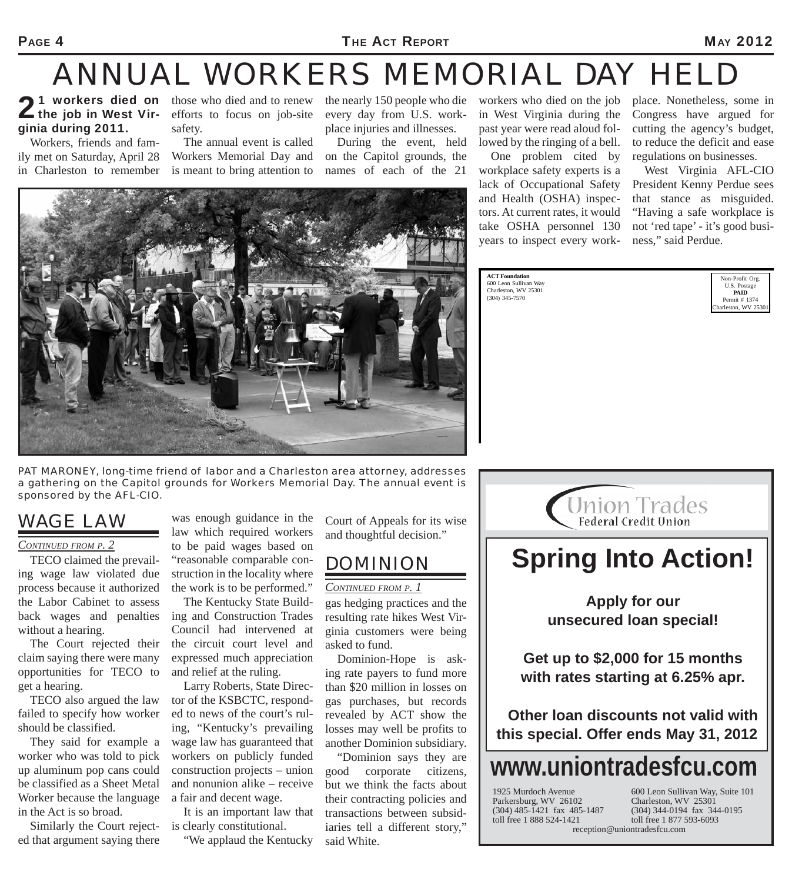# ANNUAL WORKERS MEMORIAL DAY HELD

**21 workers died on the job in West Virginia during 2011.**

Workers, friends and family met on Saturday, April 28 in Charleston to remember those who died and to renew efforts to focus on job-site safety.

The annual event is called Workers Memorial Day and is meant to bring attention to the nearly 150 people who die every day from U.S. workplace injuries and illnesses.

During the event, held on the Capitol grounds, the names of each of the 21 workers who died on the job in West Virginia during the past year were read aloud followed by the ringing of a bell.

One problem cited by workplace safety experts is a lack of Occupational Safety and Health (OSHA) inspectors. At current rates, it would take OSHA personnel 130 years to inspect every workplace. Nonetheless, some in Congress have argued for cutting the agency's budget, to reduce the deficit and ease regulations on businesses.

West Virginia AFL-CIO President Kenny Perdue sees that stance as misguided. "Having a safe workplace is not 'red tape' - it's good business," said Perdue.

PAT MARONEY, long-time friend of labor and a Charleston area attorney, addresses a gathering on the Capitol grounds for Workers Memorial Day. The annual event is sponsored by the AFL-CIO.

**ACT Foundation**
600 Leon Sullivan Way
Charleston, WV 25301
(304) 345-7570

Non-Profit Org.
U.S. Postage
**PAID**
Permit # 1374
Charleston, WV 25301

## WAGE LAW

*CONTINUED FROM P. 2*

TECO claimed the prevailing wage law violated due process because it authorized the Labor Cabinet to assess back wages and penalties without a hearing.

The Court rejected their claim saying there were many opportunities for TECO to get a hearing.

TECO also argued the law failed to specify how worker should be classified.

They said for example a worker who was told to pick up aluminum pop cans could be classified as a Sheet Metal Worker because the language in the Act is so broad.

Similarly the Court rejected that argument saying there was enough guidance in the law which required workers to be paid wages based on "reasonable comparable construction in the locality where the work is to be performed."

The Kentucky State Building and Construction Trades Council had intervened at the circuit court level and expressed much appreciation and relief at the ruling.

Larry Roberts, State Director of the KSBCTC, responded to news of the court's ruling, "Kentucky's prevailing wage law has guaranteed that workers on publicly funded construction projects – union and nonunion alike – receive a fair and decent wage.

It is an important law that is clearly constitutional.

"We applaud the Kentucky Court of Appeals for its wise and thoughtful decision."

## DOMINION

*CONTINUED FROM P. 1*

gas hedging practices and the resulting rate hikes West Virginia customers were being asked to fund.

Dominion-Hope is asking rate payers to fund more than $20 million in losses on gas purchases, but records revealed by ACT show the losses may well be profits to another Dominion subsidiary.

"Dominion says they are good corporate citizens, but we think the facts about their contracting policies and transactions between subsidiaries tell a different story," said White.

Union Trades
Federal Credit Union

## Spring Into Action!

**Apply for our unsecured loan special!**

**Get up to $2,000 for 15 months with rates starting at 6.25% apr.**

**Other loan discounts not valid with this special. Offer ends May 31, 2012**

**www.uniontradesfcu.com**

1925 Murdoch Avenue
Parkersburg, WV 26102
(304) 485-1421 fax 485-1487
toll free 1 888 524-1421

600 Leon Sullivan Way, Suite 101
Charleston, WV 25301
(304) 344-0194 fax 344-0195
toll free 1 877 593-6093

reception@uniontradesfcu.com